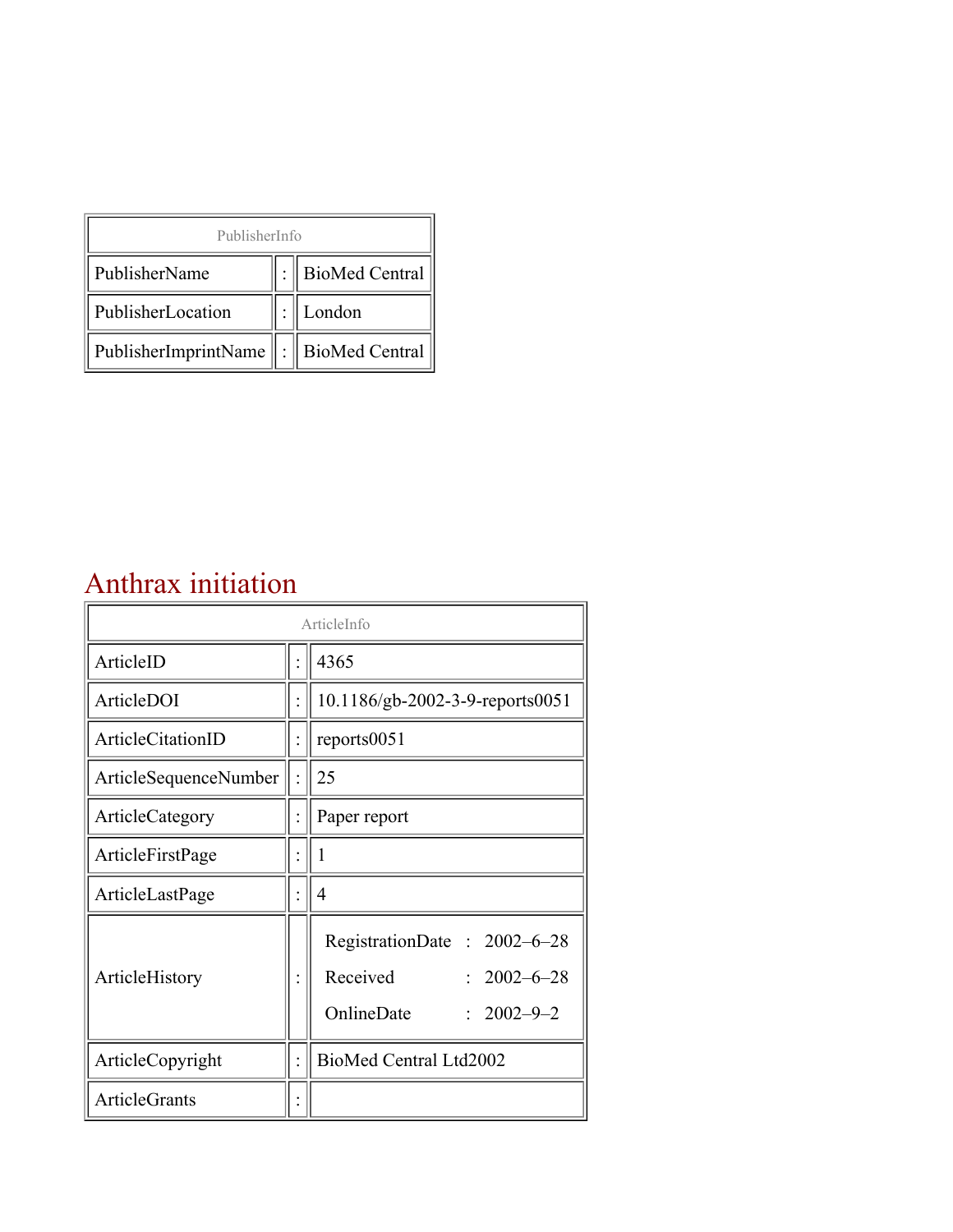| PublisherInfo | | |
|---|---|---|
| PublisherName | : | BioMed Central |
| PublisherLocation | : | London |
| PublisherImprintName | : | BioMed Central |

# Anthrax initiation

| ArticleInfo | | |
|---|---|---|
| ArticleID | : | 4365 |
| ArticleDOI | : | 10.1186/gb-2002-3-9-reports0051 |
| ArticleCitationID | : | reports0051 |
| ArticleSequenceNumber | : | 25 |
| ArticleCategory | : | Paper report |
| ArticleFirstPage | : | 1 |
| ArticleLastPage | : | 4 |
| ArticleHistory | : | RegistrationDate : 2002–6–28<br>Received : 2002–6–28<br>OnlineDate : 2002–9–2 |
| ArticleCopyright | : | BioMed Central Ltd2002 |
| ArticleGrants | : | |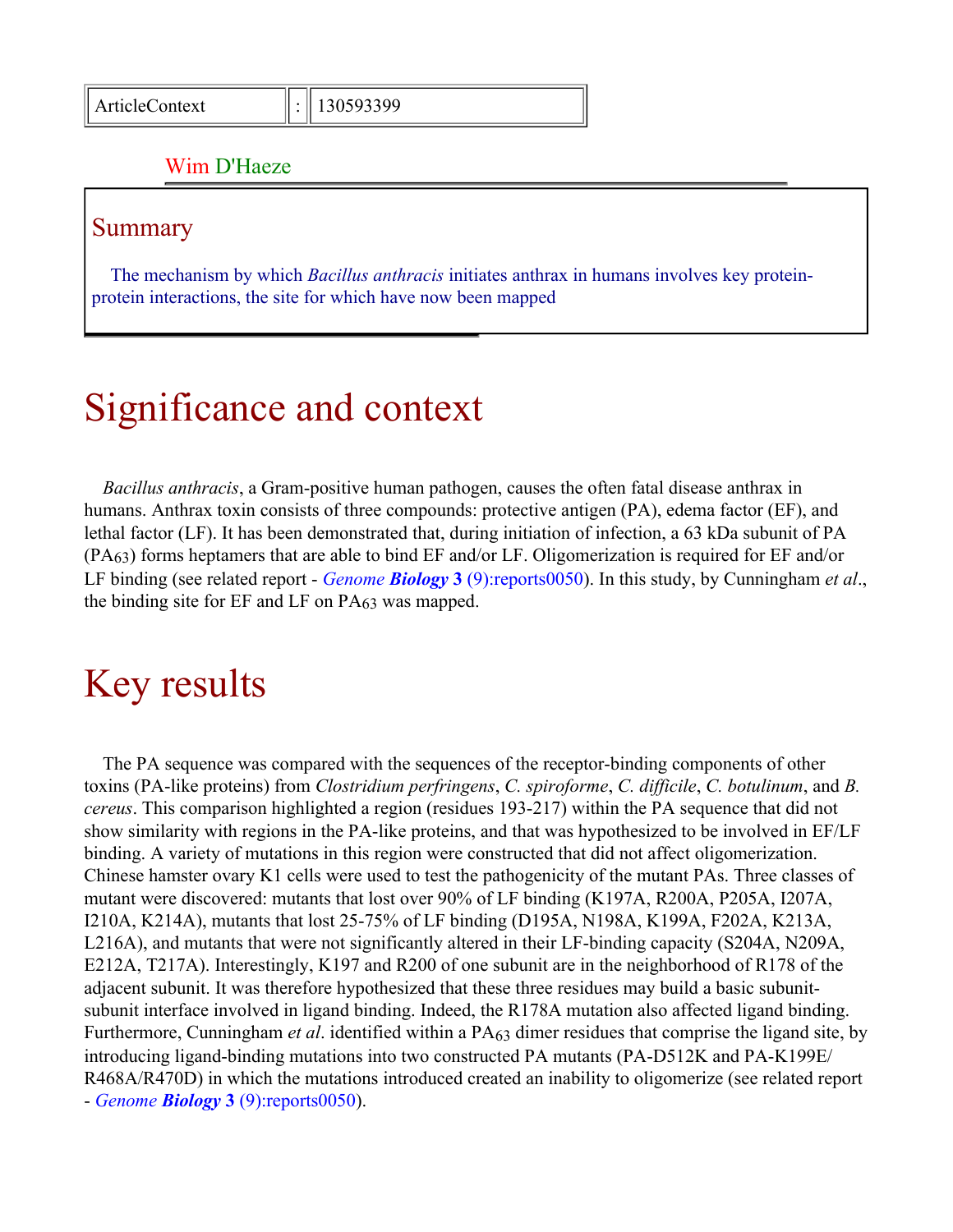| ArticleContext | : | 130593399 |
|---|---|---|

Wim D'Haeze

## Summary

The mechanism by which *Bacillus anthracis* initiates anthrax in humans involves key protein-protein interactions, the site for which have now been mapped

# Significance and context

*Bacillus anthracis*, a Gram-positive human pathogen, causes the often fatal disease anthrax in humans. Anthrax toxin consists of three compounds: protective antigen (PA), edema factor (EF), and lethal factor (LF). It has been demonstrated that, during initiation of infection, a 63 kDa subunit of PA ($PA_{63}$) forms heptamers that are able to bind EF and/or LF. Oligomerization is required for EF and/or LF binding (see related report - *Genome* ***Biology*** **3** (9):reports0050). In this study, by Cunningham *et al*., the binding site for EF and LF on $PA_{63}$ was mapped.

# Key results

The PA sequence was compared with the sequences of the receptor-binding components of other toxins (PA-like proteins) from *Clostridium perfringens*, *C. spiroforme*, *C. difficile*, *C. botulinum*, and *B. cereus*. This comparison highlighted a region (residues 193-217) within the PA sequence that did not show similarity with regions in the PA-like proteins, and that was hypothesized to be involved in EF/LF binding. A variety of mutations in this region were constructed that did not affect oligomerization. Chinese hamster ovary K1 cells were used to test the pathogenicity of the mutant PAs. Three classes of mutant were discovered: mutants that lost over 90% of LF binding (K197A, R200A, P205A, I207A, I210A, K214A), mutants that lost 25-75% of LF binding (D195A, N198A, K199A, F202A, K213A, L216A), and mutants that were not significantly altered in their LF-binding capacity (S204A, N209A, E212A, T217A). Interestingly, K197 and R200 of one subunit are in the neighborhood of R178 of the adjacent subunit. It was therefore hypothesized that these three residues may build a basic subunit-subunit interface involved in ligand binding. Indeed, the R178A mutation also affected ligand binding. Furthermore, Cunningham *et al*. identified within a $PA_{63}$ dimer residues that comprise the ligand site, by introducing ligand-binding mutations into two constructed PA mutants (PA-D512K and PA-K199E/R468A/R470D) in which the mutations introduced created an inability to oligomerize (see related report - *Genome* ***Biology*** **3** (9):reports0050).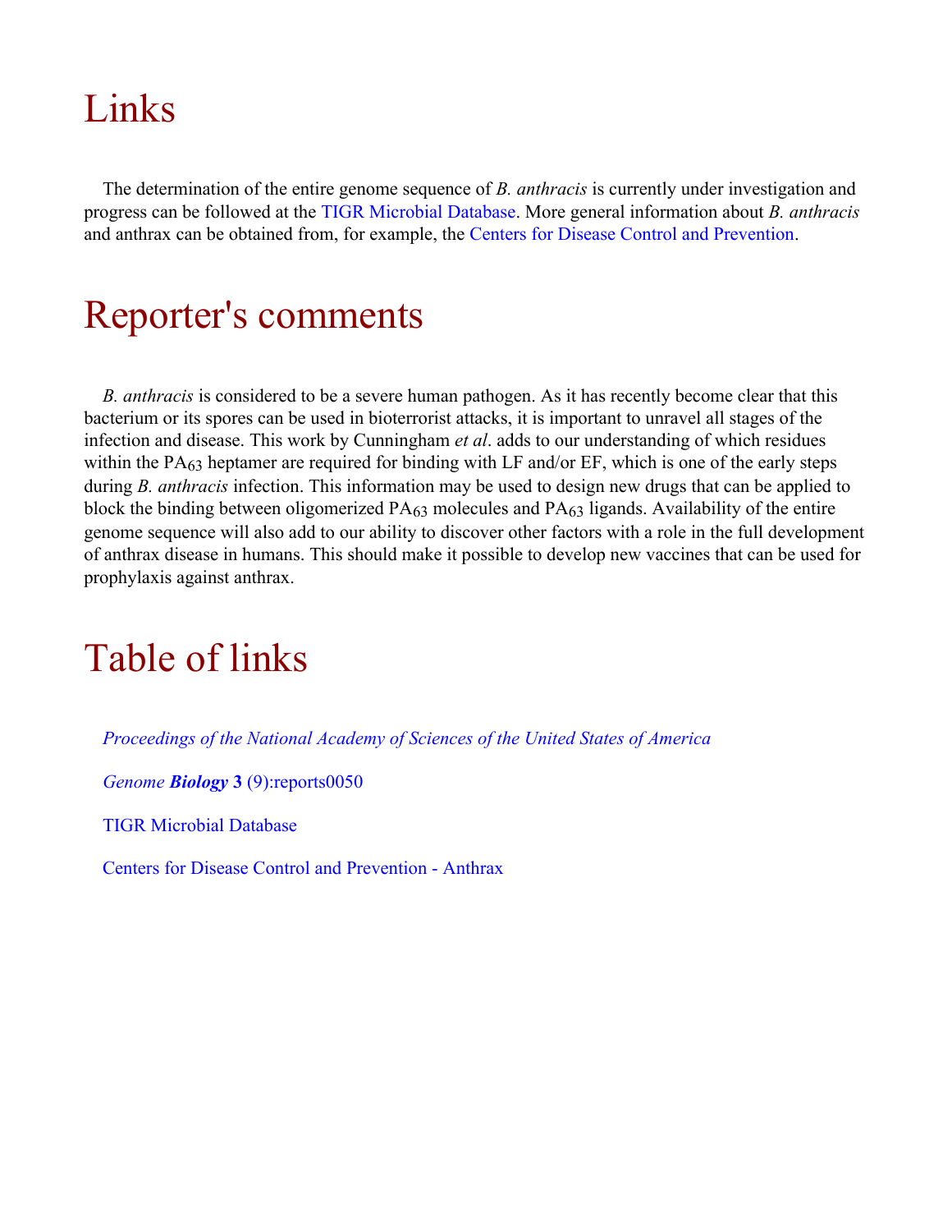# Links

The determination of the entire genome sequence of *B. anthracis* is currently under investigation and progress can be followed at the TIGR Microbial Database. More general information about *B. anthracis* and anthrax can be obtained from, for example, the Centers for Disease Control and Prevention.

# Reporter's comments

*B. anthracis* is considered to be a severe human pathogen. As it has recently become clear that this bacterium or its spores can be used in bioterrorist attacks, it is important to unravel all stages of the infection and disease. This work by Cunningham *et al*. adds to our understanding of which residues within the $PA_{63}$ heptamer are required for binding with LF and/or EF, which is one of the early steps during *B. anthracis* infection. This information may be used to design new drugs that can be applied to block the binding between oligomerized $PA_{63}$ molecules and $PA_{63}$ ligands. Availability of the entire genome sequence will also add to our ability to discover other factors with a role in the full development of anthrax disease in humans. This should make it possible to develop new vaccines that can be used for prophylaxis against anthrax.

# Table of links

*Proceedings of the National Academy of Sciences of the United States of America*

*Genome **Biology*** **3** (9):reports0050

TIGR Microbial Database

Centers for Disease Control and Prevention - Anthrax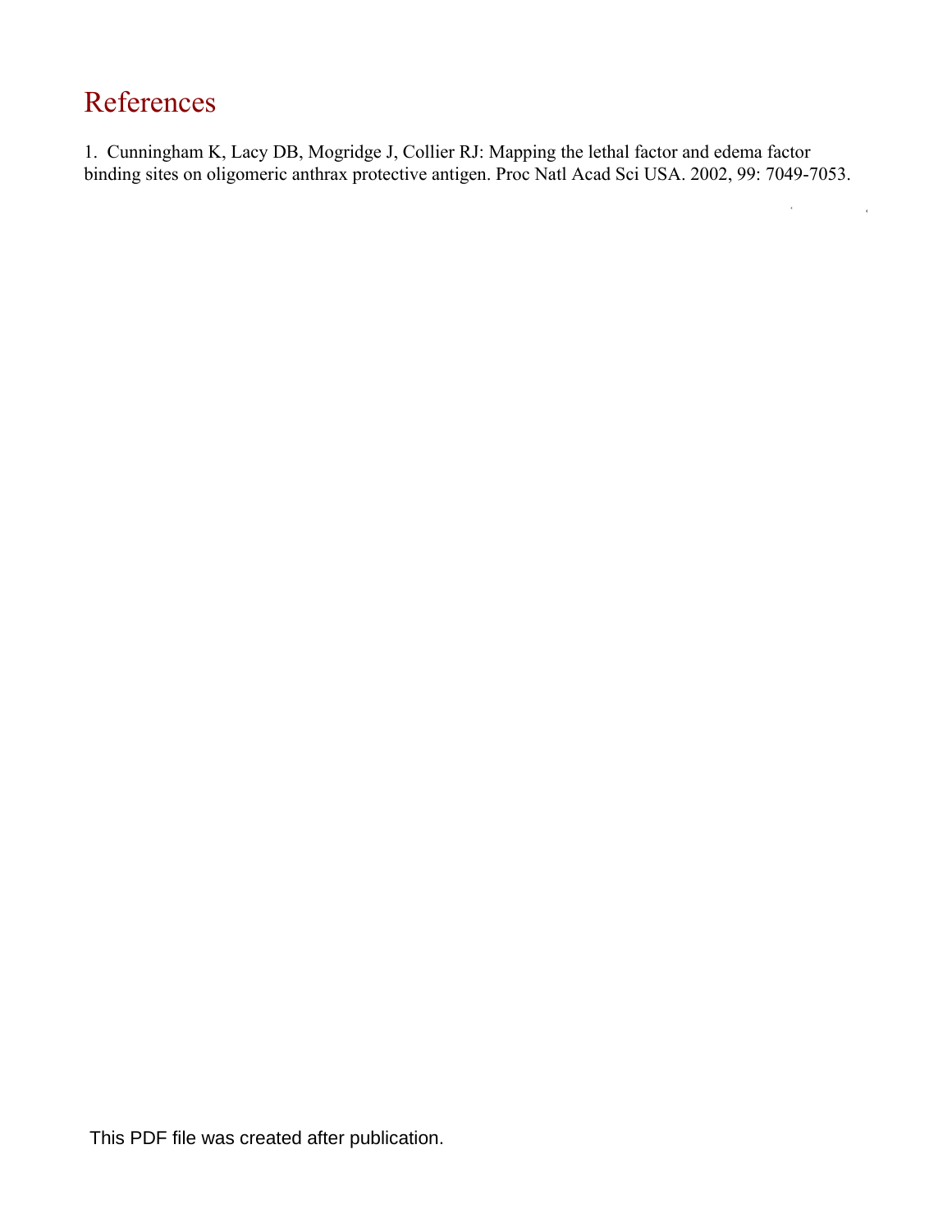# References

1. Cunningham K, Lacy DB, Mogridge J, Collier RJ: Mapping the lethal factor and edema factor binding sites on oligomeric anthrax protective antigen. Proc Natl Acad Sci USA. 2002, 99: 7049-7053.

This PDF file was created after publication.